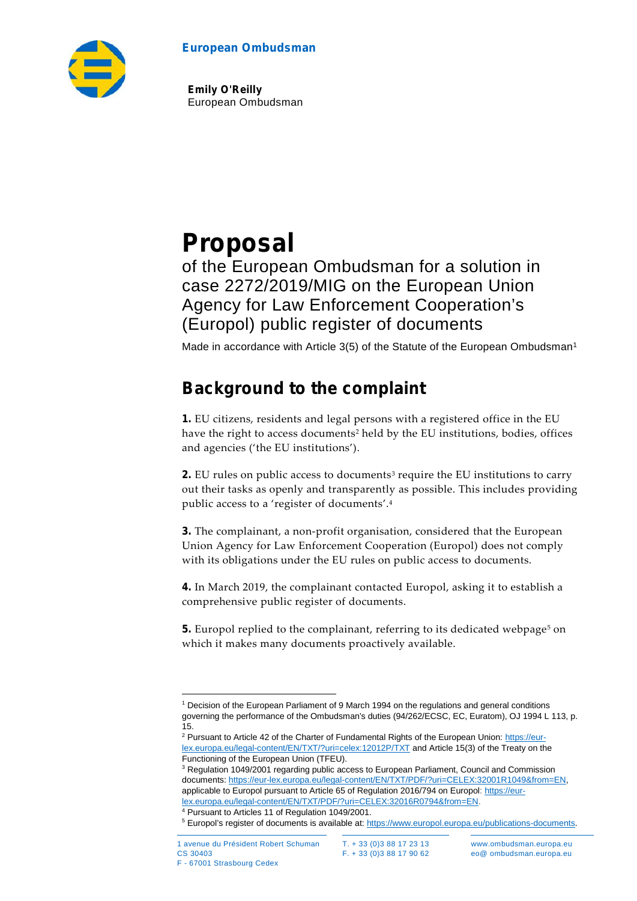**European Ombudsman**

**Emily O'Reilly**
European Ombudsman

# Proposal

of the European Ombudsman for a solution in case 2272/2019/MIG on the European Union Agency for Law Enforcement Cooperation's (Europol) public register of documents

Made in accordance with Article 3(5) of the Statute of the European Ombudsman[1]

## Background to the complaint

**1.** EU citizens, residents and legal persons with a registered office in the EU have the right to access documents[2] held by the EU institutions, bodies, offices and agencies ('the EU institutions').

**2.** EU rules on public access to documents[3] require the EU institutions to carry out their tasks as openly and transparently as possible. This includes providing public access to a 'register of documents'.[4]

**3.** The complainant, a non-profit organisation, considered that the European Union Agency for Law Enforcement Cooperation (Europol) does not comply with its obligations under the EU rules on public access to documents.

**4.** In March 2019, the complainant contacted Europol, asking it to establish a comprehensive public register of documents.

**5.** Europol replied to the complainant, referring to its dedicated webpage[5] on which it makes many documents proactively available.

---

[1] Decision of the European Parliament of 9 March 1994 on the regulations and general conditions governing the performance of the Ombudsman's duties (94/262/ECSC, EC, Euratom), OJ 1994 L 113, p. 15.

[2] Pursuant to Article 42 of the Charter of Fundamental Rights of the European Union: https://eur-lex.europa.eu/legal-content/EN/TXT/?uri=celex:12012P/TXT and Article 15(3) of the Treaty on the Functioning of the European Union (TFEU).

[3] Regulation 1049/2001 regarding public access to European Parliament, Council and Commission documents: https://eur-lex.europa.eu/legal-content/EN/TXT/PDF/?uri=CELEX:32001R1049&from=EN, applicable to Europol pursuant to Article 65 of Regulation 2016/794 on Europol: https://eur-lex.europa.eu/legal-content/EN/TXT/PDF/?uri=CELEX:32016R0794&from=EN.

[4] Pursuant to Articles 11 of Regulation 1049/2001.

[5] Europol's register of documents is available at: https://www.europol.europa.eu/publications-documents.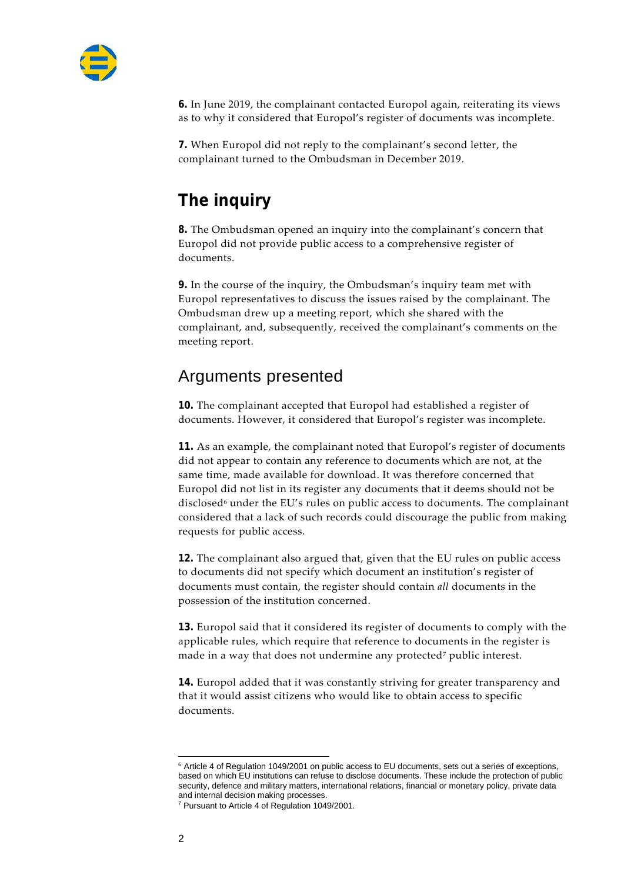**6.** In June 2019, the complainant contacted Europol again, reiterating its views as to why it considered that Europol's register of documents was incomplete.

**7.** When Europol did not reply to the complainant's second letter, the complainant turned to the Ombudsman in December 2019.

## The inquiry

**8.** The Ombudsman opened an inquiry into the complainant's concern that Europol did not provide public access to a comprehensive register of documents.

**9.** In the course of the inquiry, the Ombudsman's inquiry team met with Europol representatives to discuss the issues raised by the complainant. The Ombudsman drew up a meeting report, which she shared with the complainant, and, subsequently, received the complainant's comments on the meeting report.

## Arguments presented

**10.** The complainant accepted that Europol had established a register of documents. However, it considered that Europol's register was incomplete.

**11.** As an example, the complainant noted that Europol's register of documents did not appear to contain any reference to documents which are not, at the same time, made available for download. It was therefore concerned that Europol did not list in its register any documents that it deems should not be disclosed[6] under the EU's rules on public access to documents. The complainant considered that a lack of such records could discourage the public from making requests for public access.

**12.** The complainant also argued that, given that the EU rules on public access to documents did not specify which document an institution's register of documents must contain, the register should contain *all* documents in the possession of the institution concerned.

**13.** Europol said that it considered its register of documents to comply with the applicable rules, which require that reference to documents in the register is made in a way that does not undermine any protected[7] public interest.

**14.** Europol added that it was constantly striving for greater transparency and that it would assist citizens who would like to obtain access to specific documents.

---

[6] Article 4 of Regulation 1049/2001 on public access to EU documents, sets out a series of exceptions, based on which EU institutions can refuse to disclose documents. These include the protection of public security, defence and military matters, international relations, financial or monetary policy, private data and internal decision making processes.

[7] Pursuant to Article 4 of Regulation 1049/2001.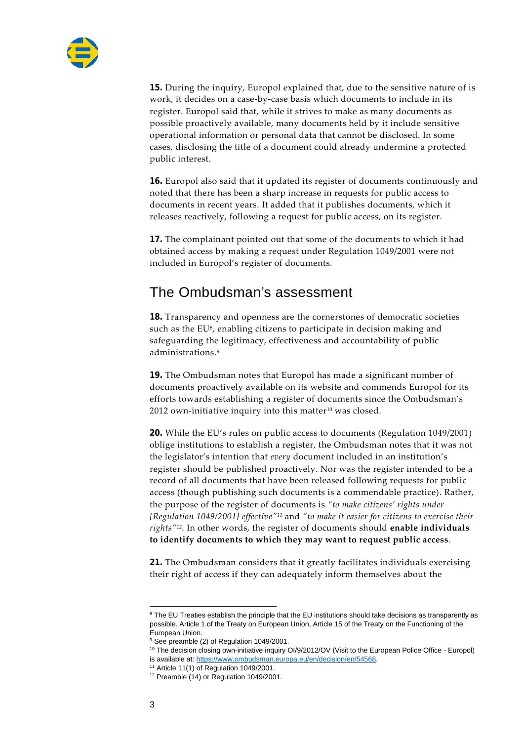**15.** During the inquiry, Europol explained that, due to the sensitive nature of is work, it decides on a case-by-case basis which documents to include in its register. Europol said that, while it strives to make as many documents as possible proactively available, many documents held by it include sensitive operational information or personal data that cannot be disclosed. In some cases, disclosing the title of a document could already undermine a protected public interest.

**16.** Europol also said that it updated its register of documents continuously and noted that there has been a sharp increase in requests for public access to documents in recent years. It added that it publishes documents, which it releases reactively, following a request for public access, on its register.

**17.** The complainant pointed out that some of the documents to which it had obtained access by making a request under Regulation 1049/2001 were not included in Europol's register of documents.

## The Ombudsman's assessment

**18.** Transparency and openness are the cornerstones of democratic societies such as the EU[8], enabling citizens to participate in decision making and safeguarding the legitimacy, effectiveness and accountability of public administrations.[9]

**19.** The Ombudsman notes that Europol has made a significant number of documents proactively available on its website and commends Europol for its efforts towards establishing a register of documents since the Ombudsman's 2012 own-initiative inquiry into this matter[10] was closed.

**20.** While the EU's rules on public access to documents (Regulation 1049/2001) oblige institutions to establish a register, the Ombudsman notes that it was not the legislator's intention that *every* document included in an institution's register should be published proactively. Nor was the register intended to be a record of all documents that have been released following requests for public access (though publishing such documents is a commendable practice). Rather, the purpose of the register of documents is *"to make citizens' rights under [Regulation 1049/2001] effective"*[11] and *"to make it easier for citizens to exercise their rights"*[12]. In other words, the register of documents should **enable individuals to identify documents to which they may want to request public access**.

**21.** The Ombudsman considers that it greatly facilitates individuals exercising their right of access if they can adequately inform themselves about the

---

[8] The EU Treaties establish the principle that the EU institutions should take decisions as transparently as possible. Article 1 of the Treaty on European Union, Article 15 of the Treaty on the Functioning of the European Union.

[9] See preamble (2) of Regulation 1049/2001.

[10] The decision closing own-initiative inquiry OI/9/2012/OV (Visit to the European Police Office - Europol) is available at: https://www.ombudsman.europa.eu/en/decision/en/54568.

[11] Article 11(1) of Regulation 1049/2001.

[12] Preamble (14) or Regulation 1049/2001.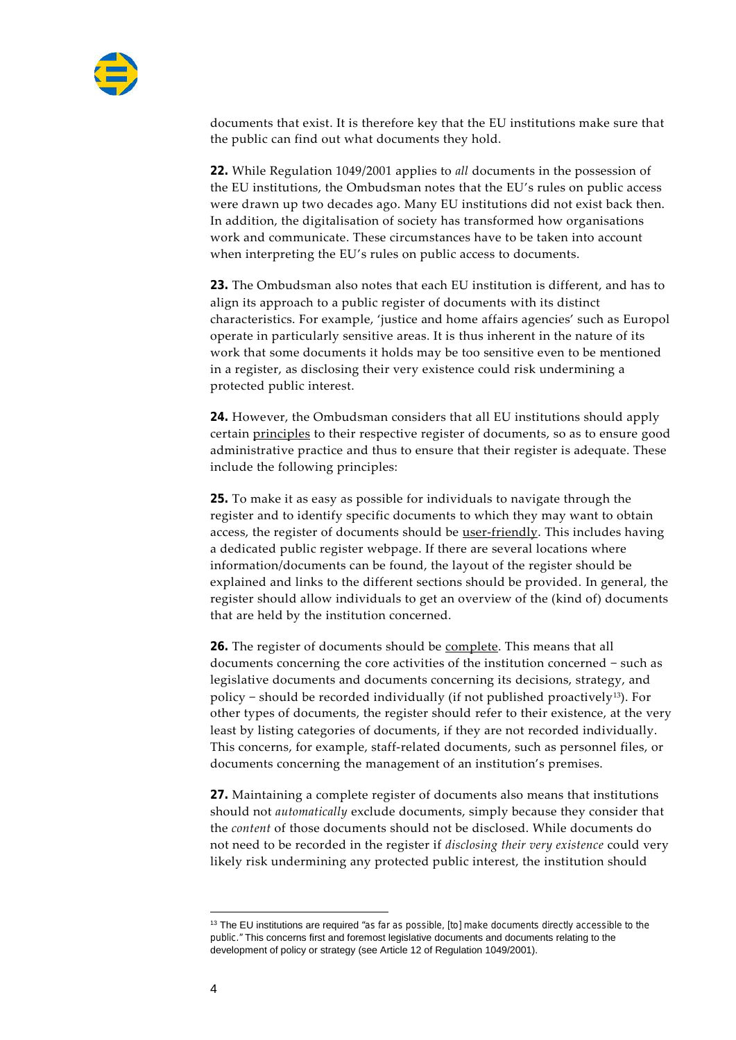documents that exist. It is therefore key that the EU institutions make sure that the public can find out what documents they hold.

**22.** While Regulation 1049/2001 applies to *all* documents in the possession of the EU institutions, the Ombudsman notes that the EU's rules on public access were drawn up two decades ago. Many EU institutions did not exist back then. In addition, the digitalisation of society has transformed how organisations work and communicate. These circumstances have to be taken into account when interpreting the EU's rules on public access to documents.

**23.** The Ombudsman also notes that each EU institution is different, and has to align its approach to a public register of documents with its distinct characteristics. For example, 'justice and home affairs agencies' such as Europol operate in particularly sensitive areas. It is thus inherent in the nature of its work that some documents it holds may be too sensitive even to be mentioned in a register, as disclosing their very existence could risk undermining a protected public interest.

**24.** However, the Ombudsman considers that all EU institutions should apply certain principles to their respective register of documents, so as to ensure good administrative practice and thus to ensure that their register is adequate. These include the following principles:

**25.** To make it as easy as possible for individuals to navigate through the register and to identify specific documents to which they may want to obtain access, the register of documents should be user-friendly. This includes having a dedicated public register webpage. If there are several locations where information/documents can be found, the layout of the register should be explained and links to the different sections should be provided. In general, the register should allow individuals to get an overview of the (kind of) documents that are held by the institution concerned.

**26.** The register of documents should be complete. This means that all documents concerning the core activities of the institution concerned − such as legislative documents and documents concerning its decisions, strategy, and policy − should be recorded individually (if not published proactively[13]). For other types of documents, the register should refer to their existence, at the very least by listing categories of documents, if they are not recorded individually. This concerns, for example, staff-related documents, such as personnel files, or documents concerning the management of an institution's premises.

**27.** Maintaining a complete register of documents also means that institutions should not *automatically* exclude documents, simply because they consider that the *content* of those documents should not be disclosed. While documents do not need to be recorded in the register if *disclosing their very existence* could very likely risk undermining any protected public interest, the institution should

---

[13] The EU institutions are required "as far as possible, [to] make documents directly accessible to the public." This concerns first and foremost legislative documents and documents relating to the development of policy or strategy (see Article 12 of Regulation 1049/2001).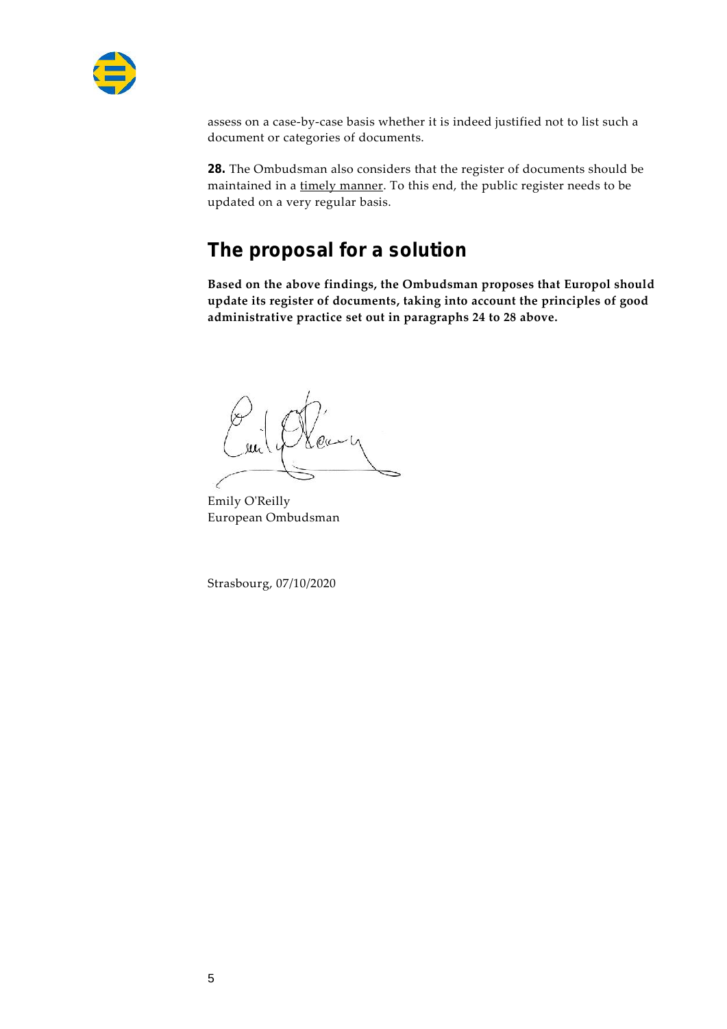assess on a case-by-case basis whether it is indeed justified not to list such a document or categories of documents.

**28.** The Ombudsman also considers that the register of documents should be maintained in a timely manner. To this end, the public register needs to be updated on a very regular basis.

## The proposal for a solution

**Based on the above findings, the Ombudsman proposes that Europol should update its register of documents, taking into account the principles of good administrative practice set out in paragraphs 24 to 28 above.**

Emily O'Reilly
European Ombudsman

Strasbourg, 07/10/2020